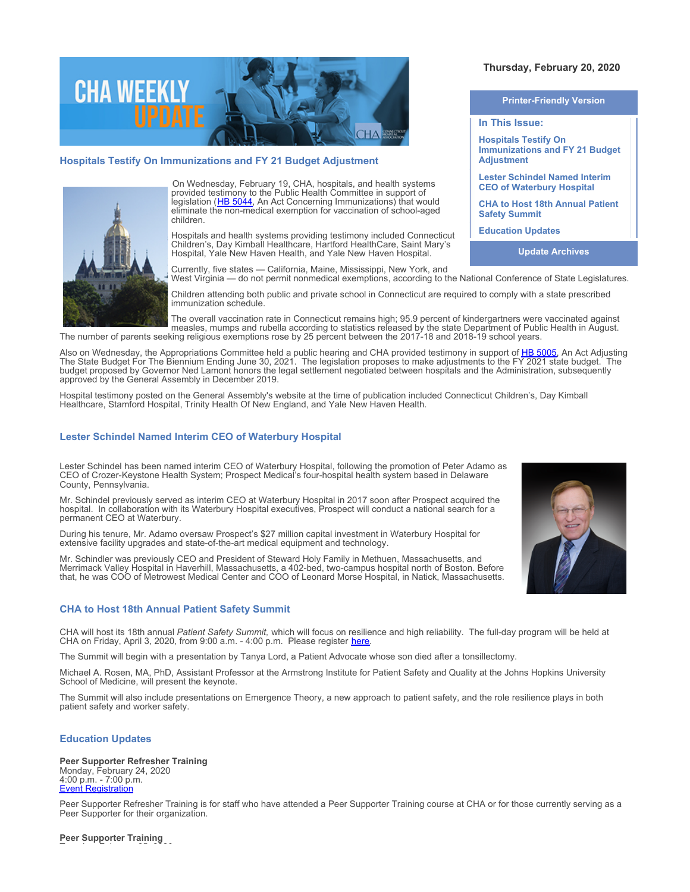Thursday, February 20, 2020

Printer-Friendly Version

**In This Issue:**

- Hospitals Testify On Immunizations and FY 21 Budget Adjustment
- Lester Schindel Named Interim CEO of Waterbury Hospital
- CHA to Host 18th Annual Patient Safety Summit
- Education Updates

Update Archives

## Hospitals Testify On Immunizations and FY 21 Budget Adjustment

On Wednesday, February 19, CHA, hospitals, and health systems provided testimony to the Public Health Committee in support of legislation (HB 5044, An Act Concerning Immunizations) that would eliminate the non-medical exemption for vaccination of school-aged children.

Hospitals and health systems providing testimony included Connecticut Children's, Day Kimball Healthcare, Hartford HealthCare, Saint Mary's Hospital, Yale New Haven Health, and Yale New Haven Hospital.

Currently, five states — California, Maine, Mississippi, New York, and West Virginia — do not permit nonmedical exemptions, according to the National Conference of State Legislatures.

Children attending both public and private school in Connecticut are required to comply with a state prescribed immunization schedule.

The overall vaccination rate in Connecticut remains high; 95.9 percent of kindergartners were vaccinated against measles, mumps and rubella according to statistics released by the state Department of Public Health in August. The number of parents seeking religious exemptions rose by 25 percent between the 2017-18 and 2018-19 school years.

Also on Wednesday, the Appropriations Committee held a public hearing and CHA provided testimony in support of HB 5005, An Act Adjusting The State Budget For The Biennium Ending June 30, 2021. The legislation proposes to make adjustments to the FY 2021 state budget. The budget proposed by Governor Ned Lamont honors the legal settlement negotiated between hospitals and the Administration, subsequently approved by the General Assembly in December 2019.

Hospital testimony posted on the General Assembly's website at the time of publication included Connecticut Children's, Day Kimball Healthcare, Stamford Hospital, Trinity Health Of New England, and Yale New Haven Health.

## Lester Schindel Named Interim CEO of Waterbury Hospital

Lester Schindel has been named interim CEO of Waterbury Hospital, following the promotion of Peter Adamo as CEO of Crozer-Keystone Health System; Prospect Medical's four-hospital health system based in Delaware County, Pennsylvania.

Mr. Schindel previously served as interim CEO at Waterbury Hospital in 2017 soon after Prospect acquired the hospital. In collaboration with its Waterbury Hospital executives, Prospect will conduct a national search for a permanent CEO at Waterbury.

During his tenure, Mr. Adamo oversaw Prospect's $27 million capital investment in Waterbury Hospital for extensive facility upgrades and state-of-the-art medical equipment and technology.

Mr. Schindler was previously CEO and President of Steward Holy Family in Methuen, Massachusetts, and Merrimack Valley Hospital in Haverhill, Massachusetts, a 402-bed, two-campus hospital north of Boston. Before that, he was COO of Metrowest Medical Center and COO of Leonard Morse Hospital, in Natick, Massachusetts.

## CHA to Host 18th Annual Patient Safety Summit

CHA will host its 18th annual *Patient Safety Summit,* which will focus on resilience and high reliability. The full-day program will be held at CHA on Friday, April 3, 2020, from 9:00 a.m. - 4:00 p.m. Please register here.

The Summit will begin with a presentation by Tanya Lord, a Patient Advocate whose son died after a tonsillectomy.

Michael A. Rosen, MA, PhD, Assistant Professor at the Armstrong Institute for Patient Safety and Quality at the Johns Hopkins University School of Medicine, will present the keynote.

The Summit will also include presentations on Emergence Theory, a new approach to patient safety, and the role resilience plays in both patient safety and worker safety.

## Education Updates

**Peer Supporter Refresher Training**
Monday, February 24, 2020
4:00 p.m. - 7:00 p.m.
Event Registration

Peer Supporter Refresher Training is for staff who have attended a Peer Supporter Training course at CHA or for those currently serving as a Peer Supporter for their organization.

**Peer Supporter Training**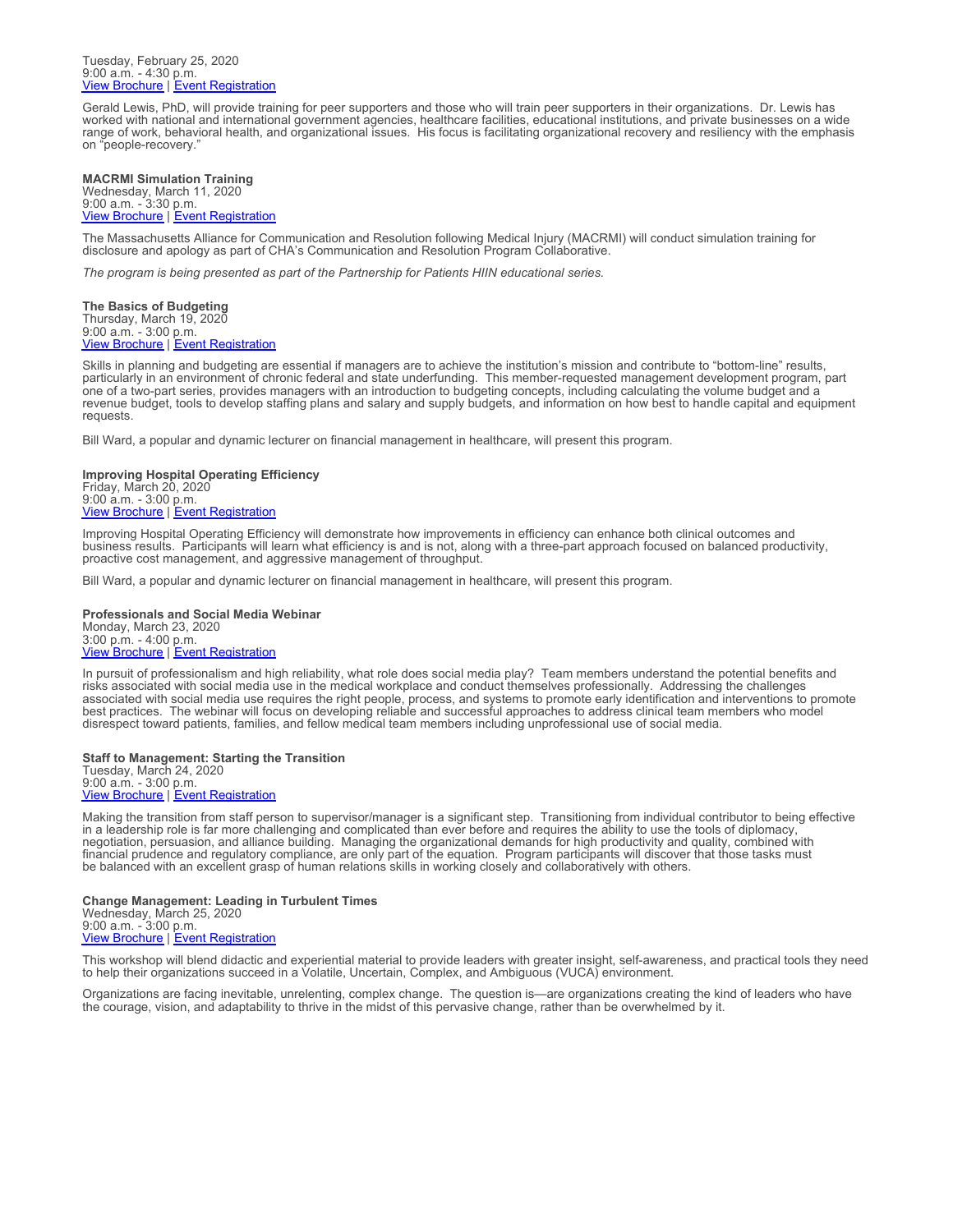Tuesday, February 25, 2020
9:00 a.m. - 4:30 p.m.
View Brochure | Event Registration

Gerald Lewis, PhD, will provide training for peer supporters and those who will train peer supporters in their organizations. Dr. Lewis has worked with national and international government agencies, healthcare facilities, educational institutions, and private businesses on a wide range of work, behavioral health, and organizational issues. His focus is facilitating organizational recovery and resiliency with the emphasis on "people-recovery."

**MACRMI Simulation Training**
Wednesday, March 11, 2020
9:00 a.m. - 3:30 p.m.
View Brochure | Event Registration

The Massachusetts Alliance for Communication and Resolution following Medical Injury (MACRMI) will conduct simulation training for disclosure and apology as part of CHA's Communication and Resolution Program Collaborative.

*The program is being presented as part of the Partnership for Patients HIIN educational series.*

**The Basics of Budgeting**
Thursday, March 19, 2020
9:00 a.m. - 3:00 p.m.
View Brochure | Event Registration

Skills in planning and budgeting are essential if managers are to achieve the institution's mission and contribute to "bottom-line" results, particularly in an environment of chronic federal and state underfunding. This member-requested management development program, part one of a two-part series, provides managers with an introduction to budgeting concepts, including calculating the volume budget and a revenue budget, tools to develop staffing plans and salary and supply budgets, and information on how best to handle capital and equipment requests.

Bill Ward, a popular and dynamic lecturer on financial management in healthcare, will present this program.

**Improving Hospital Operating Efficiency**
Friday, March 20, 2020
9:00 a.m. - 3:00 p.m.
View Brochure | Event Registration

Improving Hospital Operating Efficiency will demonstrate how improvements in efficiency can enhance both clinical outcomes and business results. Participants will learn what efficiency is and is not, along with a three-part approach focused on balanced productivity, proactive cost management, and aggressive management of throughput.

Bill Ward, a popular and dynamic lecturer on financial management in healthcare, will present this program.

**Professionals and Social Media Webinar**
Monday, March 23, 2020
3:00 p.m. - 4:00 p.m.
View Brochure | Event Registration

In pursuit of professionalism and high reliability, what role does social media play? Team members understand the potential benefits and risks associated with social media use in the medical workplace and conduct themselves professionally. Addressing the challenges associated with social media use requires the right people, process, and systems to promote early identification and interventions to promote best practices. The webinar will focus on developing reliable and successful approaches to address clinical team members who model disrespect toward patients, families, and fellow medical team members including unprofessional use of social media.

**Staff to Management: Starting the Transition**
Tuesday, March 24, 2020
9:00 a.m. - 3:00 p.m.
View Brochure | Event Registration

Making the transition from staff person to supervisor/manager is a significant step. Transitioning from individual contributor to being effective in a leadership role is far more challenging and complicated than ever before and requires the ability to use the tools of diplomacy, negotiation, persuasion, and alliance building. Managing the organizational demands for high productivity and quality, combined with financial prudence and regulatory compliance, are only part of the equation. Program participants will discover that those tasks must be balanced with an excellent grasp of human relations skills in working closely and collaboratively with others.

**Change Management: Leading in Turbulent Times**
Wednesday, March 25, 2020
9:00 a.m. - 3:00 p.m.
View Brochure | Event Registration

This workshop will blend didactic and experiential material to provide leaders with greater insight, self-awareness, and practical tools they need to help their organizations succeed in a Volatile, Uncertain, Complex, and Ambiguous (VUCA) environment.

Organizations are facing inevitable, unrelenting, complex change. The question is—are organizations creating the kind of leaders who have the courage, vision, and adaptability to thrive in the midst of this pervasive change, rather than be overwhelmed by it.